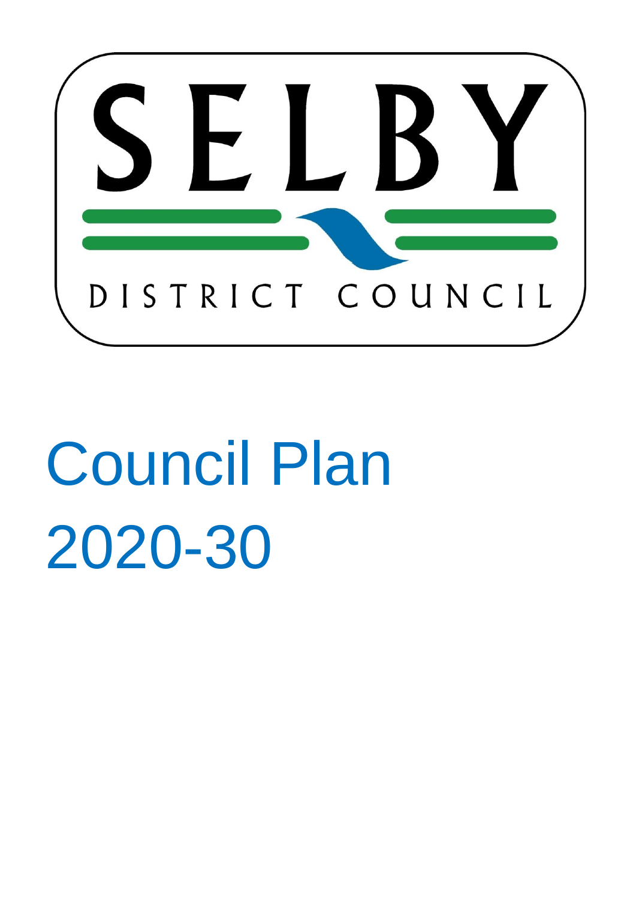SELBY

DISTRICT COUNCIL

# Council Plan 2020-30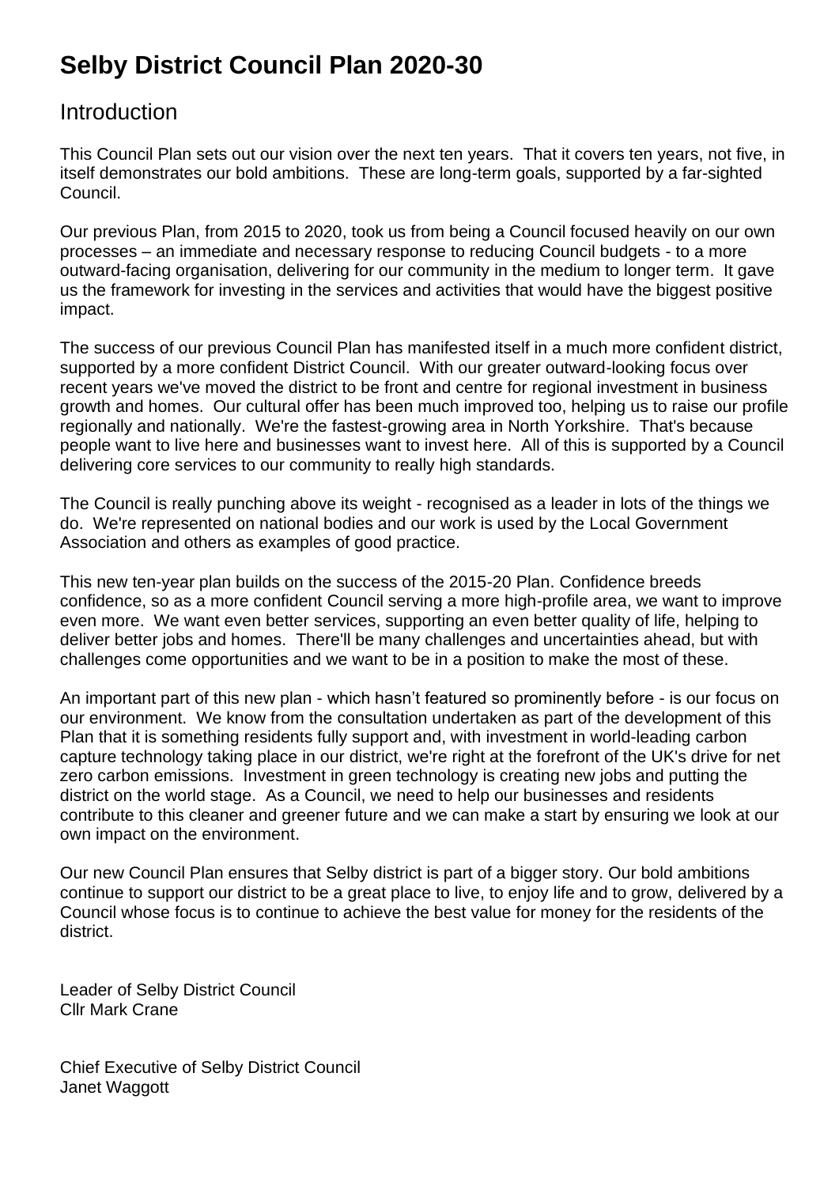# Selby District Council Plan 2020-30

## Introduction

This Council Plan sets out our vision over the next ten years. That it covers ten years, not five, in itself demonstrates our bold ambitions. These are long-term goals, supported by a far-sighted Council.

Our previous Plan, from 2015 to 2020, took us from being a Council focused heavily on our own processes – an immediate and necessary response to reducing Council budgets - to a more outward-facing organisation, delivering for our community in the medium to longer term. It gave us the framework for investing in the services and activities that would have the biggest positive impact.

The success of our previous Council Plan has manifested itself in a much more confident district, supported by a more confident District Council. With our greater outward-looking focus over recent years we've moved the district to be front and centre for regional investment in business growth and homes. Our cultural offer has been much improved too, helping us to raise our profile regionally and nationally. We're the fastest-growing area in North Yorkshire. That's because people want to live here and businesses want to invest here. All of this is supported by a Council delivering core services to our community to really high standards.

The Council is really punching above its weight - recognised as a leader in lots of the things we do. We're represented on national bodies and our work is used by the Local Government Association and others as examples of good practice.

This new ten-year plan builds on the success of the 2015-20 Plan. Confidence breeds confidence, so as a more confident Council serving a more high-profile area, we want to improve even more. We want even better services, supporting an even better quality of life, helping to deliver better jobs and homes. There'll be many challenges and uncertainties ahead, but with challenges come opportunities and we want to be in a position to make the most of these.

An important part of this new plan - which hasn't featured so prominently before - is our focus on our environment. We know from the consultation undertaken as part of the development of this Plan that it is something residents fully support and, with investment in world-leading carbon capture technology taking place in our district, we're right at the forefront of the UK's drive for net zero carbon emissions. Investment in green technology is creating new jobs and putting the district on the world stage. As a Council, we need to help our businesses and residents contribute to this cleaner and greener future and we can make a start by ensuring we look at our own impact on the environment.

Our new Council Plan ensures that Selby district is part of a bigger story. Our bold ambitions continue to support our district to be a great place to live, to enjoy life and to grow, delivered by a Council whose focus is to continue to achieve the best value for money for the residents of the district.

Leader of Selby District Council
Cllr Mark Crane

Chief Executive of Selby District Council
Janet Waggott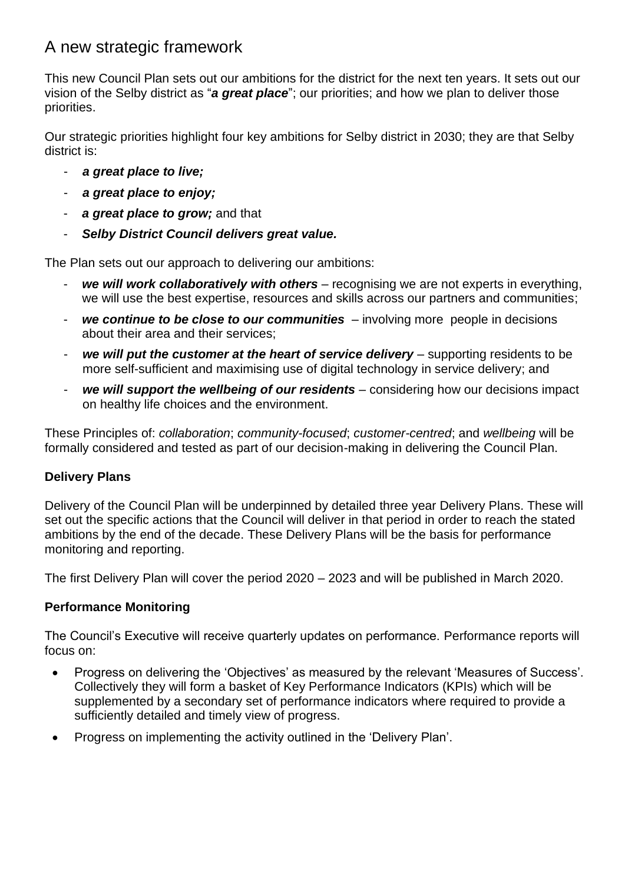# A new strategic framework

This new Council Plan sets out our ambitions for the district for the next ten years. It sets out our vision of the Selby district as "***a great place***"; our priorities; and how we plan to deliver those priorities.

Our strategic priorities highlight four key ambitions for Selby district in 2030; they are that Selby district is:

- ***a great place to live;***
- ***a great place to enjoy;***
- ***a great place to grow;*** and that
- ***Selby District Council delivers great value.***

The Plan sets out our approach to delivering our ambitions:

- ***we will work collaboratively with others*** – recognising we are not experts in everything, we will use the best expertise, resources and skills across our partners and communities;
- ***we continue to be close to our communities*** – involving more people in decisions about their area and their services;
- ***we will put the customer at the heart of service delivery*** – supporting residents to be more self-sufficient and maximising use of digital technology in service delivery; and
- ***we will support the wellbeing of our residents*** – considering how our decisions impact on healthy life choices and the environment.

These Principles of: *collaboration*; *community-focused*; *customer-centred*; and *wellbeing* will be formally considered and tested as part of our decision-making in delivering the Council Plan.

**Delivery Plans**

Delivery of the Council Plan will be underpinned by detailed three year Delivery Plans. These will set out the specific actions that the Council will deliver in that period in order to reach the stated ambitions by the end of the decade. These Delivery Plans will be the basis for performance monitoring and reporting.

The first Delivery Plan will cover the period 2020 – 2023 and will be published in March 2020.

**Performance Monitoring**

The Council's Executive will receive quarterly updates on performance. Performance reports will focus on:

- Progress on delivering the 'Objectives' as measured by the relevant 'Measures of Success'. Collectively they will form a basket of Key Performance Indicators (KPIs) which will be supplemented by a secondary set of performance indicators where required to provide a sufficiently detailed and timely view of progress.
- Progress on implementing the activity outlined in the 'Delivery Plan'.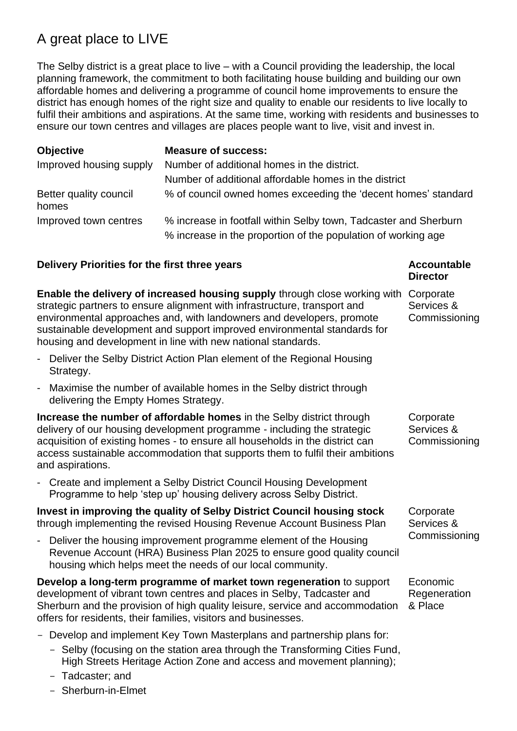# A great place to LIVE

The Selby district is a great place to live – with a Council providing the leadership, the local planning framework, the commitment to both facilitating house building and building our own affordable homes and delivering a programme of council home improvements to ensure the district has enough homes of the right size and quality to enable our residents to live locally to fulfil their ambitions and aspirations. At the same time, working with residents and businesses to ensure our town centres and villages are places people want to live, visit and invest in.

| **Objective** | **Measure of success:** |
|---|---|
| Improved housing supply | Number of additional homes in the district. |
| | Number of additional affordable homes in the district |
| Better quality council homes | % of council owned homes exceeding the 'decent homes' standard |
| Improved town centres | % increase in footfall within Selby town, Tadcaster and Sherburn |
| | % increase in the proportion of the population of working age |

| **Delivery Priorities for the first three years** | **Accountable Director** |
|---|---|
| **Enable the delivery of increased housing supply** through close working with strategic partners to ensure alignment with infrastructure, transport and environmental approaches and, with landowners and developers, promote sustainable development and support improved environmental standards for housing and development in line with new national standards.<br>- Deliver the Selby District Action Plan element of the Regional Housing Strategy.<br>- Maximise the number of available homes in the Selby district through delivering the Empty Homes Strategy. | Corporate Services & Commissioning |
| **Increase the number of affordable homes** in the Selby district through delivery of our housing development programme - including the strategic acquisition of existing homes - to ensure all households in the district can access sustainable accommodation that supports them to fulfil their ambitions and aspirations.<br>- Create and implement a Selby District Council Housing Development Programme to help 'step up' housing delivery across Selby District. | Corporate Services & Commissioning |
| **Invest in improving the quality of Selby District Council housing stock** through implementing the revised Housing Revenue Account Business Plan<br>- Deliver the housing improvement programme element of the Housing Revenue Account (HRA) Business Plan 2025 to ensure good quality council housing which helps meet the needs of our local community. | Corporate Services & Commissioning |
| **Develop a long-term programme of market town regeneration** to support development of vibrant town centres and places in Selby, Tadcaster and Sherburn and the provision of high quality leisure, service and accommodation offers for residents, their families, visitors and businesses.<br>- Develop and implement Key Town Masterplans and partnership plans for:<br>  - Selby (focusing on the station area through the Transforming Cities Fund, High Streets Heritage Action Zone and access and movement planning);<br>  - Tadcaster; and<br>  - Sherburn-in-Elmet | Economic Regeneration & Place |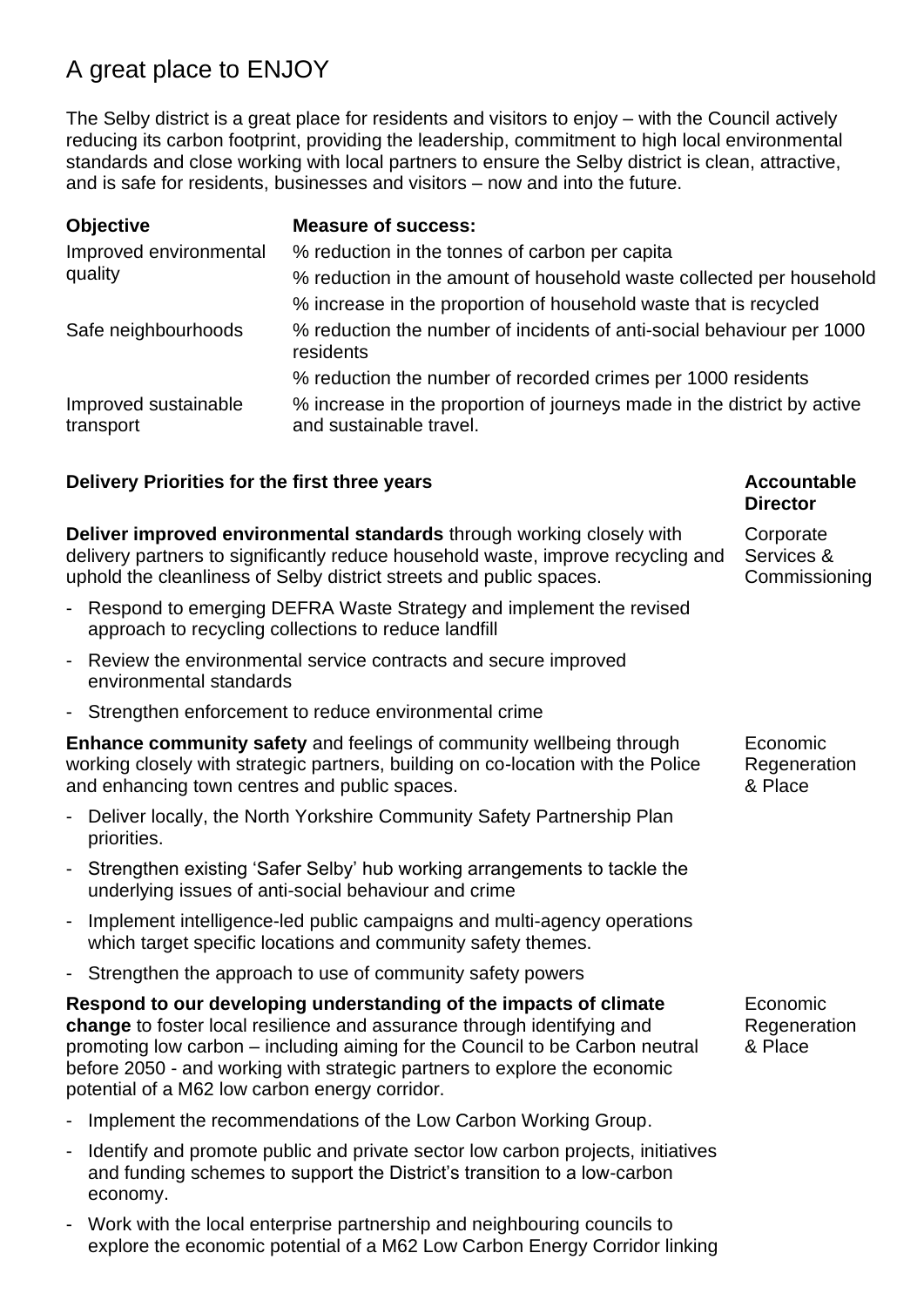# A great place to ENJOY

The Selby district is a great place for residents and visitors to enjoy – with the Council actively reducing its carbon footprint, providing the leadership, commitment to high local environmental standards and close working with local partners to ensure the Selby district is clean, attractive, and is safe for residents, businesses and visitors – now and into the future.

| Objective | Measure of success: |
|---|---|
| Improved environmental quality | % reduction in the tonnes of carbon per capita |
| | % reduction in the amount of household waste collected per household |
| | % increase in the proportion of household waste that is recycled |
| Safe neighbourhoods | % reduction the number of incidents of anti-social behaviour per 1000 residents |
| | % reduction the number of recorded crimes per 1000 residents |
| Improved sustainable transport | % increase in the proportion of journeys made in the district by active and sustainable travel. |

| Delivery Priorities for the first three years | Accountable Director |
|---|---|
| **Deliver improved environmental standards** through working closely with delivery partners to significantly reduce household waste, improve recycling and uphold the cleanliness of Selby district streets and public spaces.<br>- Respond to emerging DEFRA Waste Strategy and implement the revised approach to recycling collections to reduce landfill<br>- Review the environmental service contracts and secure improved environmental standards<br>- Strengthen enforcement to reduce environmental crime | Corporate Services & Commissioning |
| **Enhance community safety** and feelings of community wellbeing through working closely with strategic partners, building on co-location with the Police and enhancing town centres and public spaces.<br>- Deliver locally, the North Yorkshire Community Safety Partnership Plan priorities.<br>- Strengthen existing 'Safer Selby' hub working arrangements to tackle the underlying issues of anti-social behaviour and crime<br>- Implement intelligence-led public campaigns and multi-agency operations which target specific locations and community safety themes.<br>- Strengthen the approach to use of community safety powers | Economic Regeneration & Place |
| **Respond to our developing understanding of the impacts of climate change** to foster local resilience and assurance through identifying and promoting low carbon – including aiming for the Council to be Carbon neutral before 2050 - and working with strategic partners to explore the economic potential of a M62 low carbon energy corridor.<br>- Implement the recommendations of the Low Carbon Working Group.<br>- Identify and promote public and private sector low carbon projects, initiatives and funding schemes to support the District's transition to a low-carbon economy.<br>- Work with the local enterprise partnership and neighbouring councils to explore the economic potential of a M62 Low Carbon Energy Corridor linking | Economic Regeneration & Place |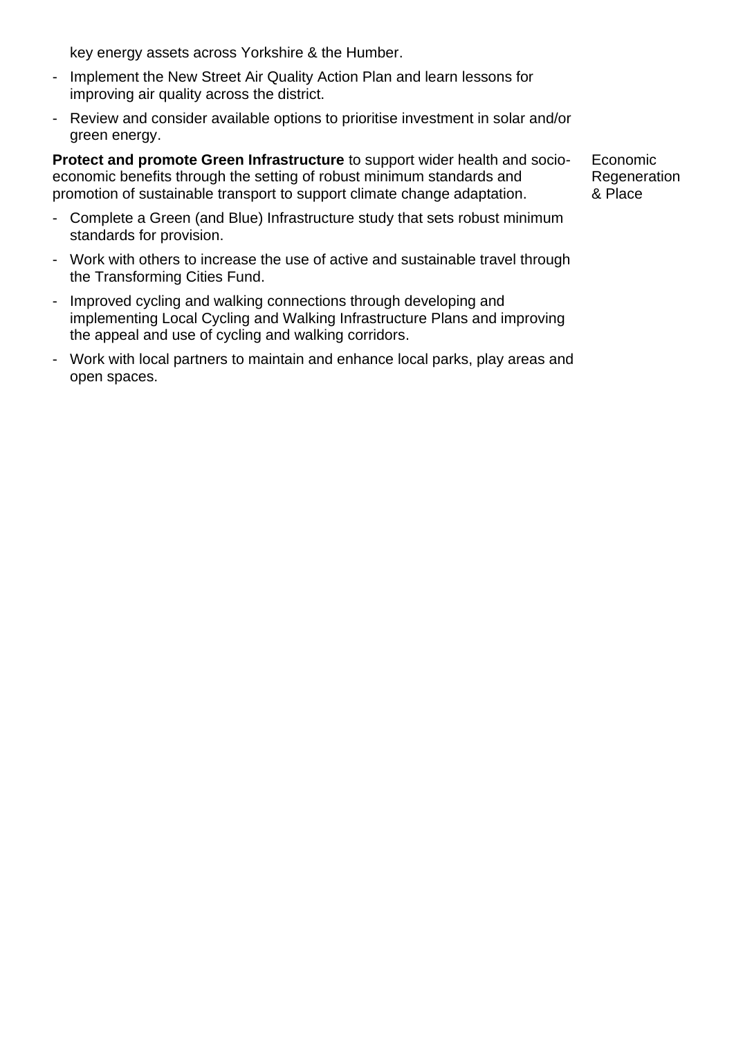key energy assets across Yorkshire & the Humber.

- Implement the New Street Air Quality Action Plan and learn lessons for improving air quality across the district.
- Review and consider available options to prioritise investment in solar and/or green energy.

| | |
|---|---|
| **Protect and promote Green Infrastructure** to support wider health and socio-economic benefits through the setting of robust minimum standards and promotion of sustainable transport to support climate change adaptation. | Economic Regeneration & Place |

- Complete a Green (and Blue) Infrastructure study that sets robust minimum standards for provision.
- Work with others to increase the use of active and sustainable travel through the Transforming Cities Fund.
- Improved cycling and walking connections through developing and implementing Local Cycling and Walking Infrastructure Plans and improving the appeal and use of cycling and walking corridors.
- Work with local partners to maintain and enhance local parks, play areas and open spaces.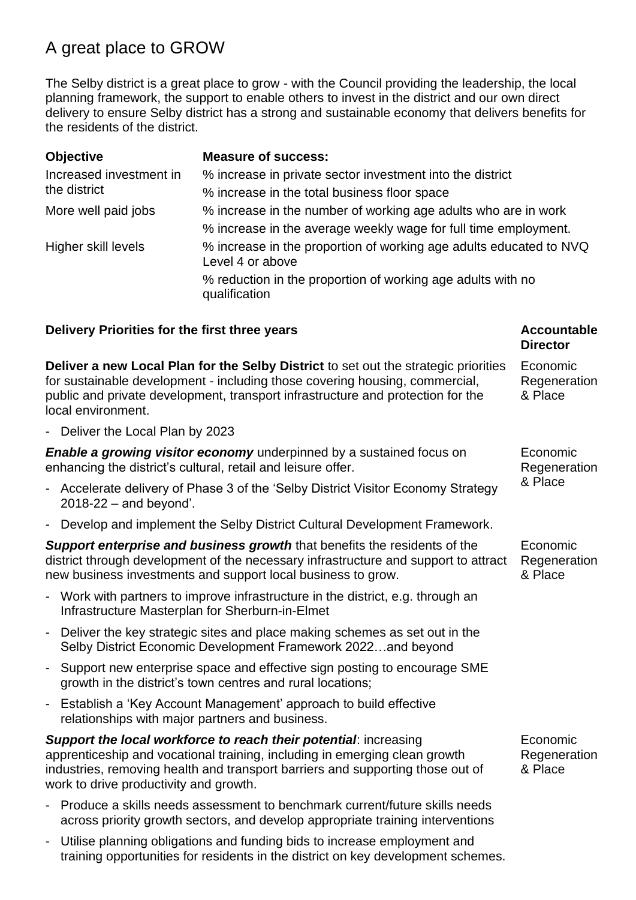# A great place to GROW

The Selby district is a great place to grow - with the Council providing the leadership, the local planning framework, the support to enable others to invest in the district and our own direct delivery to ensure Selby district has a strong and sustainable economy that delivers benefits for the residents of the district.

| Objective | Measure of success: |
| --- | --- |
| Increased investment in the district | % increase in private sector investment into the district |
| | % increase in the total business floor space |
| More well paid jobs | % increase in the number of working age adults who are in work |
| | % increase in the average weekly wage for full time employment. |
| Higher skill levels | % increase in the proportion of working age adults educated to NVQ Level 4 or above |
| | % reduction in the proportion of working age adults with no qualification |

| Delivery Priorities for the first three years | Accountable Director |
| --- | --- |
| **Deliver a new Local Plan for the Selby District** to set out the strategic priorities for sustainable development - including those covering housing, commercial, public and private development, transport infrastructure and protection for the local environment.<br>- Deliver the Local Plan by 2023 | Economic Regeneration & Place |
| ***Enable a growing visitor economy*** underpinned by a sustained focus on enhancing the district's cultural, retail and leisure offer.<br>- Accelerate delivery of Phase 3 of the 'Selby District Visitor Economy Strategy 2018-22 – and beyond'.<br>- Develop and implement the Selby District Cultural Development Framework. | Economic Regeneration & Place |
| ***Support enterprise and business growth*** that benefits the residents of the district through development of the necessary infrastructure and support to attract new business investments and support local business to grow.<br>- Work with partners to improve infrastructure in the district, e.g. through an Infrastructure Masterplan for Sherburn-in-Elmet<br>- Deliver the key strategic sites and place making schemes as set out in the Selby District Economic Development Framework 2022…and beyond<br>- Support new enterprise space and effective sign posting to encourage SME growth in the district's town centres and rural locations;<br>- Establish a 'Key Account Management' approach to build effective relationships with major partners and business. | Economic Regeneration & Place |
| ***Support the local workforce to reach their potential***: increasing apprenticeship and vocational training, including in emerging clean growth industries, removing health and transport barriers and supporting those out of work to drive productivity and growth.<br>- Produce a skills needs assessment to benchmark current/future skills needs across priority growth sectors, and develop appropriate training interventions<br>- Utilise planning obligations and funding bids to increase employment and training opportunities for residents in the district on key development schemes. | Economic Regeneration & Place |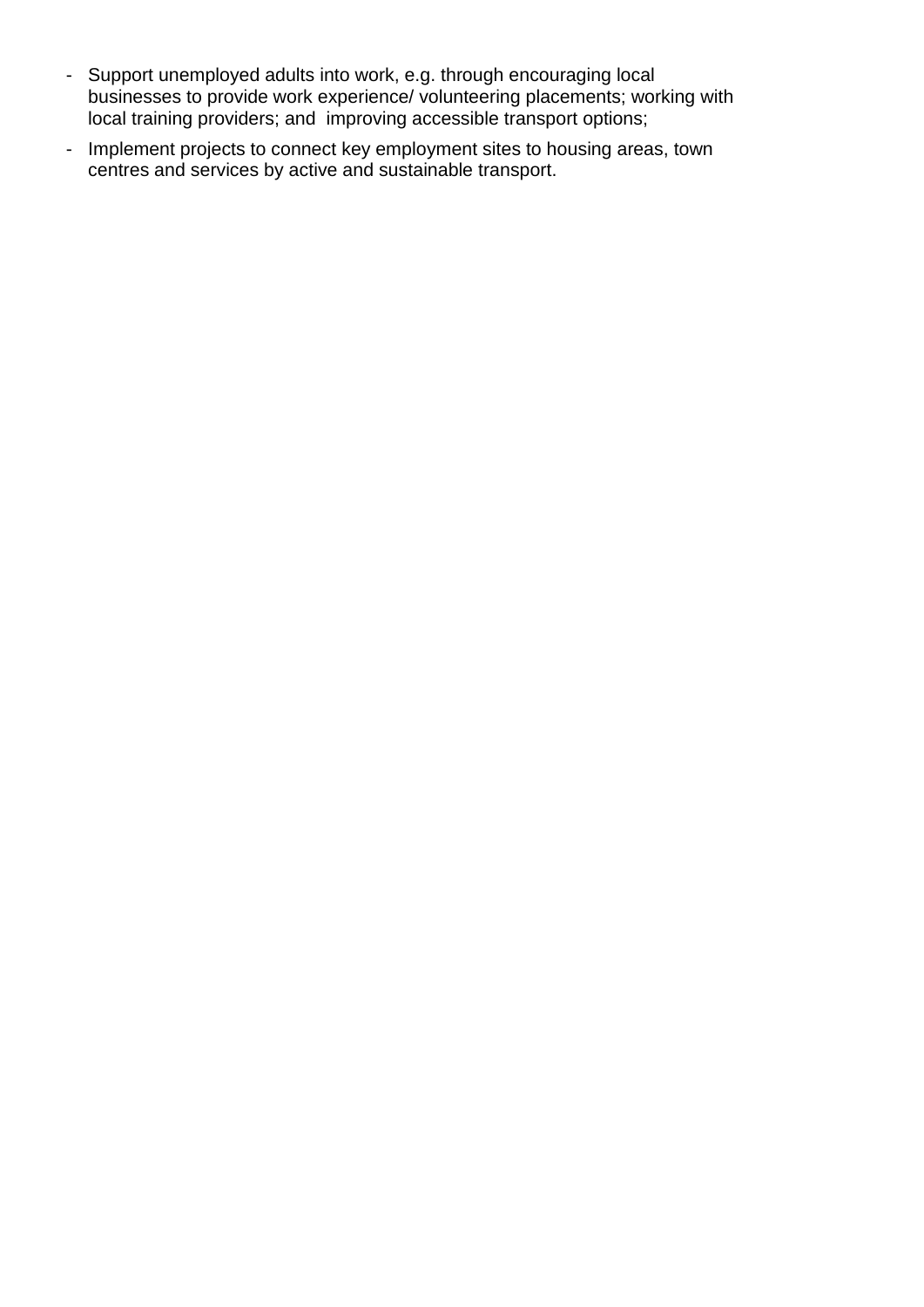- Support unemployed adults into work, e.g. through encouraging local businesses to provide work experience/ volunteering placements; working with local training providers; and improving accessible transport options;
- Implement projects to connect key employment sites to housing areas, town centres and services by active and sustainable transport.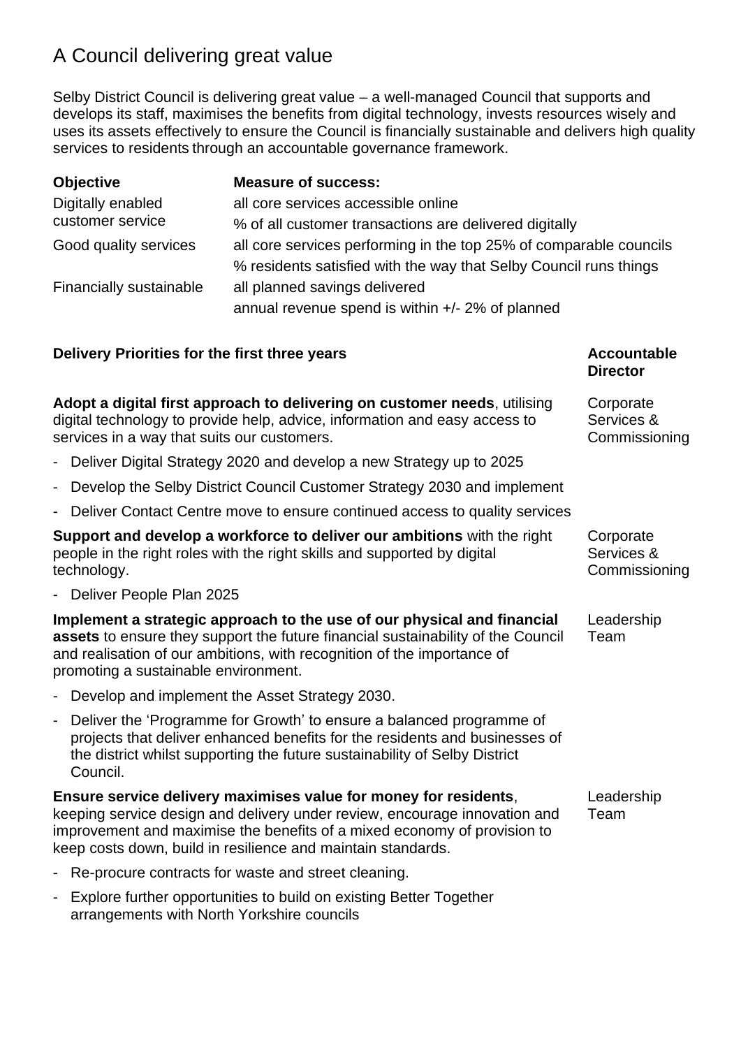# A Council delivering great value

Selby District Council is delivering great value – a well-managed Council that supports and develops its staff, maximises the benefits from digital technology, invests resources wisely and uses its assets effectively to ensure the Council is financially sustainable and delivers high quality services to residents through an accountable governance framework.

| Objective | Measure of success: |
|---|---|
| Digitally enabled customer service | all core services accessible online |
| | % of all customer transactions are delivered digitally |
| Good quality services | all core services performing in the top 25% of comparable councils |
| | % residents satisfied with the way that Selby Council runs things |
| Financially sustainable | all planned savings delivered |
| | annual revenue spend is within +/- 2% of planned |

| Delivery Priorities for the first three years | Accountable Director |
|---|---|
| **Adopt a digital first approach to delivering on customer needs**, utilising digital technology to provide help, advice, information and easy access to services in a way that suits our customers.<br>- Deliver Digital Strategy 2020 and develop a new Strategy up to 2025<br>- Develop the Selby District Council Customer Strategy 2030 and implement<br>- Deliver Contact Centre move to ensure continued access to quality services | Corporate Services & Commissioning |
| **Support and develop a workforce to deliver our ambitions** with the right people in the right roles with the right skills and supported by digital technology.<br>- Deliver People Plan 2025 | Corporate Services & Commissioning |
| **Implement a strategic approach to the use of our physical and financial assets** to ensure they support the future financial sustainability of the Council and realisation of our ambitions, with recognition of the importance of promoting a sustainable environment.<br>- Develop and implement the Asset Strategy 2030.<br>- Deliver the 'Programme for Growth' to ensure a balanced programme of projects that deliver enhanced benefits for the residents and businesses of the district whilst supporting the future sustainability of Selby District Council. | Leadership Team |
| **Ensure service delivery maximises value for money for residents**, keeping service design and delivery under review, encourage innovation and improvement and maximise the benefits of a mixed economy of provision to keep costs down, build in resilience and maintain standards.<br>- Re-procure contracts for waste and street cleaning.<br>- Explore further opportunities to build on existing Better Together arrangements with North Yorkshire councils | Leadership Team |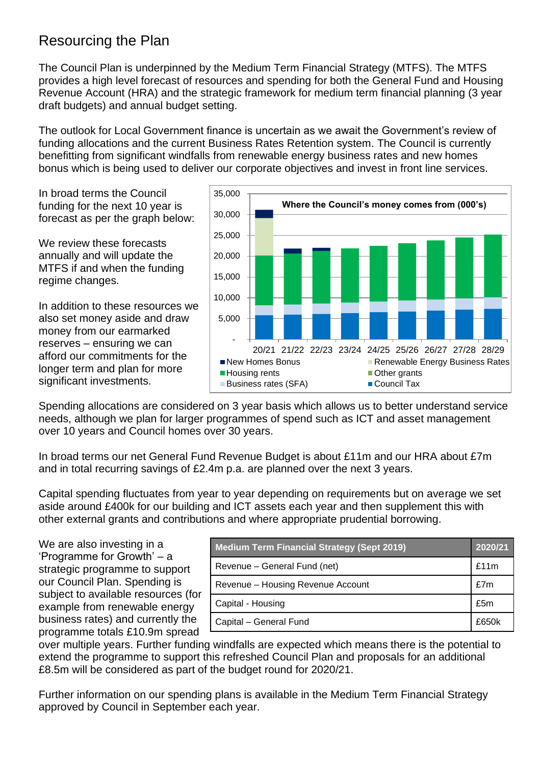## Resourcing the Plan

The Council Plan is underpinned by the Medium Term Financial Strategy (MTFS). The MTFS provides a high level forecast of resources and spending for both the General Fund and Housing Revenue Account (HRA) and the strategic framework for medium term financial planning (3 year draft budgets) and annual budget setting.

The outlook for Local Government finance is uncertain as we await the Government's review of funding allocations and the current Business Rates Retention system. The Council is currently benefitting from significant windfalls from renewable energy business rates and new homes bonus which is being used to deliver our corporate objectives and invest in front line services.

In broad terms the Council funding for the next 10 year is forecast as per the graph below:

We review these forecasts annually and will update the MTFS if and when the funding regime changes.

In addition to these resources we also set money aside and draw money from our earmarked reserves – ensuring we can afford our commitments for the longer term and plan for more significant investments.

**Where the Council's money comes from (000's)**

Legend: New Homes Bonus; Renewable Energy Business Rates; Housing rents; Other grants; Business rates (SFA); Council Tax

Years: 20/21, 21/22, 22/23, 23/24, 24/25, 25/26, 26/27, 27/28, 28/29

Spending allocations are considered on 3 year basis which allows us to better understand service needs, although we plan for larger programmes of spend such as ICT and asset management over 10 years and Council homes over 30 years.

In broad terms our net General Fund Revenue Budget is about £11m and our HRA about £7m and in total recurring savings of £2.4m p.a. are planned over the next 3 years.

Capital spending fluctuates from year to year depending on requirements but on average we set aside around £400k for our building and ICT assets each year and then supplement this with other external grants and contributions and where appropriate prudential borrowing.

We are also investing in a 'Programme for Growth' – a strategic programme to support our Council Plan. Spending is subject to available resources (for example from renewable energy business rates) and currently the programme totals £10.9m spread over multiple years. Further funding windfalls are expected which means there is the potential to extend the programme to support this refreshed Council Plan and proposals for an additional £8.5m will be considered as part of the budget round for 2020/21.

| Medium Term Financial Strategy (Sept 2019) | 2020/21 |
|---|---|
| Revenue – General Fund (net) | £11m |
| Revenue – Housing Revenue Account | £7m |
| Capital - Housing | £5m |
| Capital – General Fund | £650k |

Further information on our spending plans is available in the Medium Term Financial Strategy approved by Council in September each year.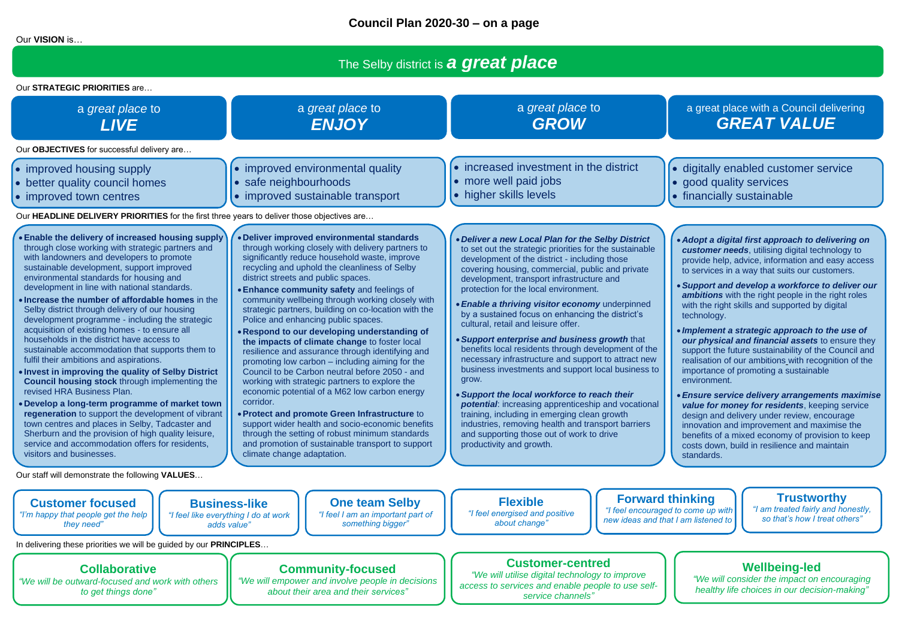# Council Plan 2020-30 – on a page

Our **VISION** is…

## The Selby district is ***a great place***

Our **STRATEGIC PRIORITIES** are…

### a *great place* to *LIVE*

Our **OBJECTIVES** for successful delivery are…

- improved housing supply
- better quality council homes
- improved town centres

Our **HEADLINE DELIVERY PRIORITIES** for the first three years to deliver those objectives are…

- **Enable the delivery of increased housing supply** through close working with strategic partners and with landowners and developers to promote sustainable development, support improved environmental standards for housing and development in line with national standards.
- **Increase the number of affordable homes** in the Selby district through delivery of our housing development programme - including the strategic acquisition of existing homes - to ensure all households in the district have access to sustainable accommodation that supports them to fulfil their ambitions and aspirations.
- **Invest in improving the quality of Selby District Council housing stock** through implementing the revised HRA Business Plan.
- **Develop a long-term programme of market town regeneration** to support the development of vibrant town centres and places in Selby, Tadcaster and Sherburn and the provision of high quality leisure, service and accommodation offers for residents, visitors and businesses.

### a *great place* to *ENJOY*

Our **OBJECTIVES** for successful delivery are…

- improved environmental quality
- safe neighbourhoods
- improved sustainable transport

Our **HEADLINE DELIVERY PRIORITIES** for the first three years to deliver those objectives are…

- **Deliver improved environmental standards** through working closely with delivery partners to significantly reduce household waste, improve recycling and uphold the cleanliness of Selby district streets and public spaces.
- **Enhance community safety** and feelings of community wellbeing through working closely with strategic partners, building on co-location with the Police and enhancing public spaces.
- **Respond to our developing understanding of the impacts of climate change** to foster local resilience and assurance through identifying and promoting low carbon – including aiming for the Council to be Carbon neutral before 2050 - and working with strategic partners to explore the economic potential of a M62 low carbon energy corridor.
- **Protect and promote Green Infrastructure** to support wider health and socio-economic benefits through the setting of robust minimum standards and promotion of sustainable transport to support climate change adaptation.

### a *great place* to *GROW*

Our **OBJECTIVES** for successful delivery are…

- increased investment in the district
- more well paid jobs
- higher skills levels

Our **HEADLINE DELIVERY PRIORITIES** for the first three years to deliver those objectives are…

- ***Deliver a new Local Plan for the Selby District*** to set out the strategic priorities for the sustainable development of the district - including those covering housing, commercial, public and private development, transport infrastructure and protection for the local environment.
- ***Enable a thriving visitor economy*** underpinned by a sustained focus on enhancing the district's cultural, retail and leisure offer.
- ***Support enterprise and business growth*** that benefits local residents through development of the necessary infrastructure and support to attract new business investments and support local business to grow.
- ***Support the local workforce to reach their potential***: increasing apprenticeship and vocational training, including in emerging clean growth industries, removing health and transport barriers and supporting those out of work to drive productivity and growth.

### a great place with a Council delivering *GREAT VALUE*

Our **OBJECTIVES** for successful delivery are…

- digitally enabled customer service
- good quality services
- financially sustainable

Our **HEADLINE DELIVERY PRIORITIES** for the first three years to deliver those objectives are…

- ***Adopt a digital first approach to delivering on customer needs***, utilising digital technology to provide help, advice, information and easy access to services in a way that suits our customers.
- ***Support and develop a workforce to deliver our ambitions*** with the right people in the right roles with the right skills and supported by digital technology.
- ***Implement a strategic approach to the use of our physical and financial assets*** to ensure they support the future sustainability of the Council and realisation of our ambitions with recognition of the importance of promoting a sustainable environment.
- ***Ensure service delivery arrangements maximise value for money for residents***, keeping service design and delivery under review, encourage innovation and improvement and maximise the benefits of a mixed economy of provision to keep costs down, build in resilience and maintain standards.

Our staff will demonstrate the following **VALUES**…

- **Customer focused** – *"I'm happy that people get the help they need"*
- **Business-like** – *"I feel like everything I do at work adds value"*
- **One team Selby** – *"I feel I am an important part of something bigger"*
- **Flexible** – *"I feel energised and positive about change"*
- **Forward thinking** – *"I feel encouraged to come up with new ideas and that I am listened to"*
- **Trustworthy** – *"I am treated fairly and honestly, so that's how I treat others"*

In delivering these priorities we will be guided by our **PRINCIPLES**…

- **Collaborative** – *"We will be outward-focused and work with others to get things done"*
- **Community-focused** – *"We will empower and involve people in decisions about their area and their services"*
- **Customer-centred** – *"We will utilise digital technology to improve access to services and enable people to use self-service channels"*
- **Wellbeing-led** – *"We will consider the impact on encouraging healthy life choices in our decision-making"*